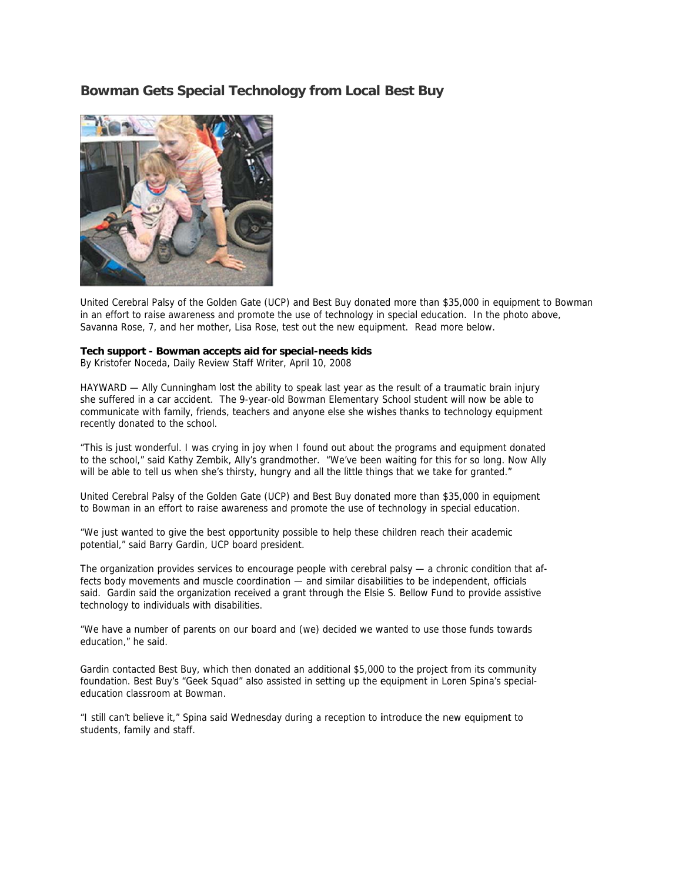# Bowman Gets Special Technology from Local Best Buy

United Cerebral Palsy of the Golden Gate (UCP) and Best Buy donated more than $35,000 in equipment to Bowman in an effort to raise awareness and promote the use of technology in special education. In the photo above, Savanna Rose, 7, and her mother, Lisa Rose, test out the new equipment. Read more below.

**Tech support - Bowman accepts aid for special-needs kids**
By Kristofer Noceda, Daily Review Staff Writer, April 10, 2008

HAYWARD — Ally Cunningham lost the ability to speak last year as the result of a traumatic brain injury she suffered in a car accident. The 9-year-old Bowman Elementary School student will now be able to communicate with family, friends, teachers and anyone else she wishes thanks to technology equipment recently donated to the school.

"This is just wonderful. I was crying in joy when I found out about the programs and equipment donated to the school," said Kathy Zembik, Ally's grandmother. "We've been waiting for this for so long. Now Ally will be able to tell us when she's thirsty, hungry and all the little things that we take for granted."

United Cerebral Palsy of the Golden Gate (UCP) and Best Buy donated more than $35,000 in equipment to Bowman in an effort to raise awareness and promote the use of technology in special education.

"We just wanted to give the best opportunity possible to help these children reach their academic potential," said Barry Gardin, UCP board president.

The organization provides services to encourage people with cerebral palsy — a chronic condition that affects body movements and muscle coordination — and similar disabilities to be independent, officials said. Gardin said the organization received a grant through the Elsie S. Bellow Fund to provide assistive technology to individuals with disabilities.

"We have a number of parents on our board and (we) decided we wanted to use those funds towards education," he said.

Gardin contacted Best Buy, which then donated an additional $5,000 to the project from its community foundation. Best Buy's "Geek Squad" also assisted in setting up the equipment in Loren Spina's special-education classroom at Bowman.

"I still can't believe it," Spina said Wednesday during a reception to introduce the new equipment to students, family and staff.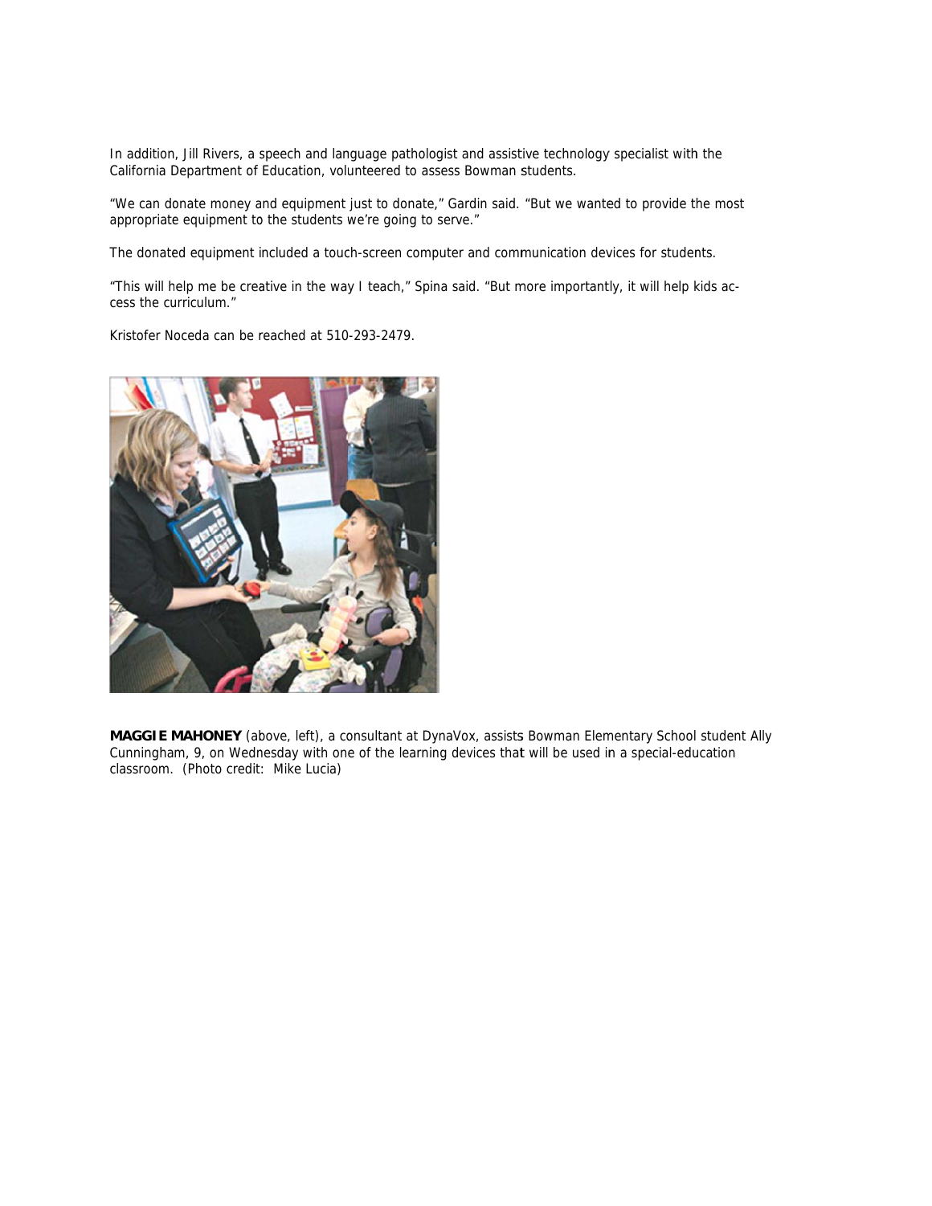In addition, Jill Rivers, a speech and language pathologist and assistive technology specialist with the California Department of Education, volunteered to assess Bowman students.

"We can donate money and equipment just to donate," Gardin said. "But we wanted to provide the most appropriate equipment to the students we're going to serve."

The donated equipment included a touch-screen computer and communication devices for students.

"This will help me be creative in the way I teach," Spina said. "But more importantly, it will help kids access the curriculum."

Kristofer Noceda can be reached at 510-293-2479.

**MAGGIE MAHONEY** (above, left), a consultant at DynaVox, assists Bowman Elementary School student Ally Cunningham, 9, on Wednesday with one of the learning devices that will be used in a special-education classroom. (Photo credit: Mike Lucia)